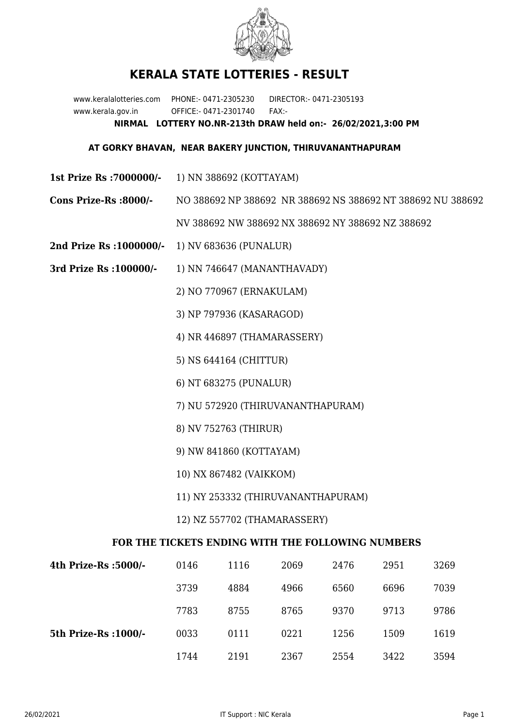# KERALA STATE LOTTERIES - RESULT

www.keralalotteries.com PHONE:- 0471-2305230 DIRECTOR:- 0471-2305193
www.kerala.gov.in OFFICE:- 0471-2301740 FAX:-

**NIRMAL LOTTERY NO.NR-213th DRAW held on:- 26/02/2021,3:00 PM**

**AT GORKY BHAVAN, NEAR BAKERY JUNCTION, THIRUVANANTHAPURAM**

**1st Prize Rs :7000000/-** 1) NN 388692 (KOTTAYAM)

**Cons Prize-Rs :8000/-** NO 388692 NP 388692 NR 388692 NS 388692 NT 388692 NU 388692 NV 388692 NW 388692 NX 388692 NY 388692 NZ 388692

**2nd Prize Rs :1000000/-** 1) NV 683636 (PUNALUR)

**3rd Prize Rs :100000/-**

1) NN 746647 (MANANTHAVADY)
2) NO 770967 (ERNAKULAM)
3) NP 797936 (KASARAGOD)
4) NR 446897 (THAMARASSERY)
5) NS 644164 (CHITTUR)
6) NT 683275 (PUNALUR)
7) NU 572920 (THIRUVANANTHAPURAM)
8) NV 752763 (THIRUR)
9) NW 841860 (KOTTAYAM)
10) NX 867482 (VAIKKOM)
11) NY 253332 (THIRUVANANTHAPURAM)
12) NZ 557702 (THAMARASSERY)

## FOR THE TICKETS ENDING WITH THE FOLLOWING NUMBERS

| | | | | | | |
|---|---|---|---|---|---|---|
| **4th Prize-Rs :5000/-** | 0146 | 1116 | 2069 | 2476 | 2951 | 3269 |
| | 3739 | 4884 | 4966 | 6560 | 6696 | 7039 |
| | 7783 | 8755 | 8765 | 9370 | 9713 | 9786 |
| **5th Prize-Rs :1000/-** | 0033 | 0111 | 0221 | 1256 | 1509 | 1619 |
| | 1744 | 2191 | 2367 | 2554 | 3422 | 3594 |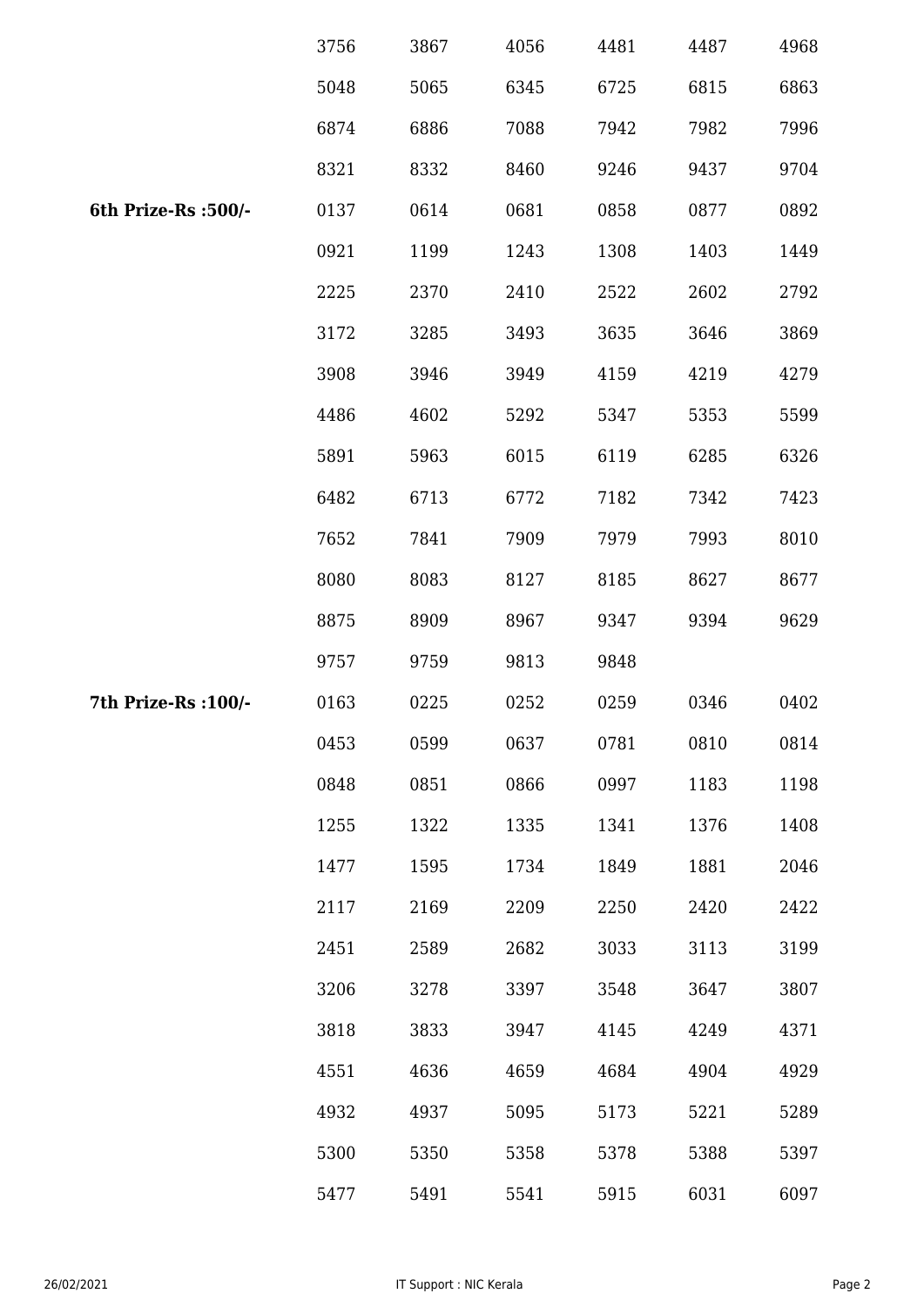| | | | | | | |
|---|---|---|---|---|---|---|
| | 3756 | 3867 | 4056 | 4481 | 4487 | 4968 |
| | 5048 | 5065 | 6345 | 6725 | 6815 | 6863 |
| | 6874 | 6886 | 7088 | 7942 | 7982 | 7996 |
| | 8321 | 8332 | 8460 | 9246 | 9437 | 9704 |
| **6th Prize-Rs :500/-** | 0137 | 0614 | 0681 | 0858 | 0877 | 0892 |
| | 0921 | 1199 | 1243 | 1308 | 1403 | 1449 |
| | 2225 | 2370 | 2410 | 2522 | 2602 | 2792 |
| | 3172 | 3285 | 3493 | 3635 | 3646 | 3869 |
| | 3908 | 3946 | 3949 | 4159 | 4219 | 4279 |
| | 4486 | 4602 | 5292 | 5347 | 5353 | 5599 |
| | 5891 | 5963 | 6015 | 6119 | 6285 | 6326 |
| | 6482 | 6713 | 6772 | 7182 | 7342 | 7423 |
| | 7652 | 7841 | 7909 | 7979 | 7993 | 8010 |
| | 8080 | 8083 | 8127 | 8185 | 8627 | 8677 |
| | 8875 | 8909 | 8967 | 9347 | 9394 | 9629 |
| | 9757 | 9759 | 9813 | 9848 | | |
| **7th Prize-Rs :100/-** | 0163 | 0225 | 0252 | 0259 | 0346 | 0402 |
| | 0453 | 0599 | 0637 | 0781 | 0810 | 0814 |
| | 0848 | 0851 | 0866 | 0997 | 1183 | 1198 |
| | 1255 | 1322 | 1335 | 1341 | 1376 | 1408 |
| | 1477 | 1595 | 1734 | 1849 | 1881 | 2046 |
| | 2117 | 2169 | 2209 | 2250 | 2420 | 2422 |
| | 2451 | 2589 | 2682 | 3033 | 3113 | 3199 |
| | 3206 | 3278 | 3397 | 3548 | 3647 | 3807 |
| | 3818 | 3833 | 3947 | 4145 | 4249 | 4371 |
| | 4551 | 4636 | 4659 | 4684 | 4904 | 4929 |
| | 4932 | 4937 | 5095 | 5173 | 5221 | 5289 |
| | 5300 | 5350 | 5358 | 5378 | 5388 | 5397 |
| | 5477 | 5491 | 5541 | 5915 | 6031 | 6097 |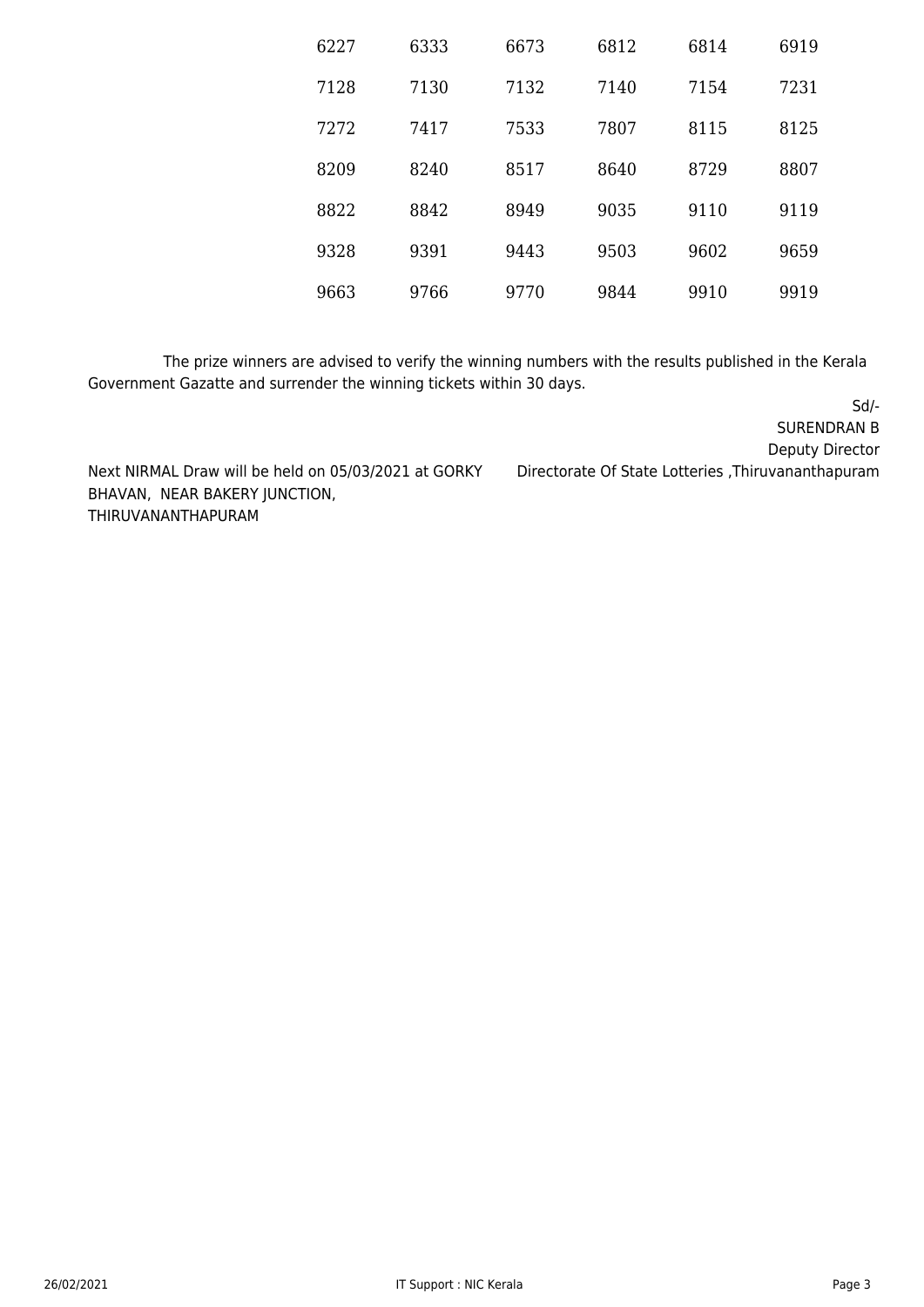| | | | | | |
|---|---|---|---|---|---|
| 6227 | 6333 | 6673 | 6812 | 6814 | 6919 |
| 7128 | 7130 | 7132 | 7140 | 7154 | 7231 |
| 7272 | 7417 | 7533 | 7807 | 8115 | 8125 |
| 8209 | 8240 | 8517 | 8640 | 8729 | 8807 |
| 8822 | 8842 | 8949 | 9035 | 9110 | 9119 |
| 9328 | 9391 | 9443 | 9503 | 9602 | 9659 |
| 9663 | 9766 | 9770 | 9844 | 9910 | 9919 |

The prize winners are advised to verify the winning numbers with the results published in the Kerala Government Gazatte and surrender the winning tickets within 30 days.

Sd/-
SURENDRAN B
Deputy Director
Directorate Of State Lotteries ,Thiruvananthapuram

Next NIRMAL Draw will be held on 05/03/2021 at GORKY BHAVAN, NEAR BAKERY JUNCTION, THIRUVANANTHAPURAM